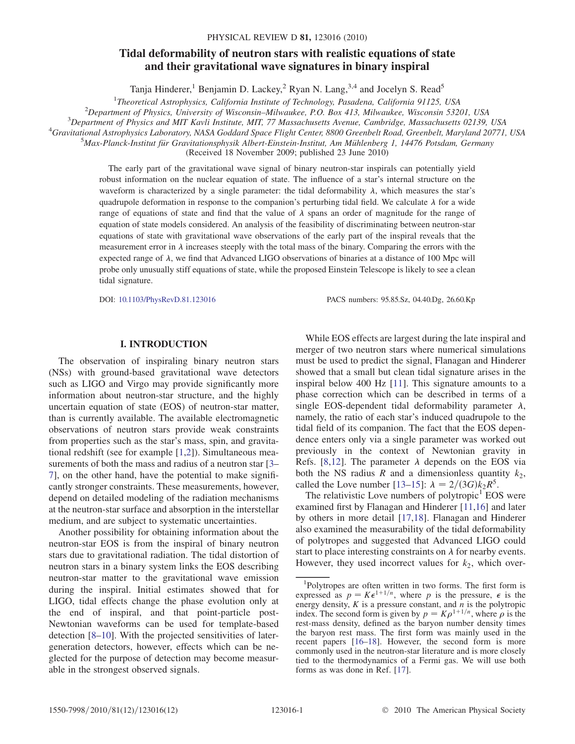# Tidal deformability of neutron stars with realistic equations of state and their gravitational wave signatures in binary inspiral

Tanja Hinderer,[1] Benjamin D. Lackey,[2] Ryan N. Lang,[3,4] and Jocelyn S. Read[5]

[1]Theoretical Astrophysics, California Institute of Technology, Pasadena, California 91125, USA
[2]Department of Physics, University of Wisconsin–Milwaukee, P.O. Box 413, Milwaukee, Wisconsin 53201, USA
[3]Department of Physics and MIT Kavli Institute, MIT, 77 Massachusetts Avenue, Cambridge, Massachusetts 02139, USA
[4]Gravitational Astrophysics Laboratory, NASA Goddard Space Flight Center, 8800 Greenbelt Road, Greenbelt, Maryland 20771, USA
[5]Max-Planck-Institut für Gravitationsphysik Albert-Einstein-Institut, Am Mühlenberg 1, 14476 Potsdam, Germany

(Received 18 November 2009; published 23 June 2010)

The early part of the gravitational wave signal of binary neutron-star inspirals can potentially yield robust information on the nuclear equation of state. The influence of a star's internal structure on the waveform is characterized by a single parameter: the tidal deformability $\lambda$, which measures the star's quadrupole deformation in response to the companion's perturbing tidal field. We calculate $\lambda$ for a wide range of equations of state and find that the value of $\lambda$ spans an order of magnitude for the range of equation of state models considered. An analysis of the feasibility of discriminating between neutron-star equations of state with gravitational wave observations of the early part of the inspiral reveals that the measurement error in $\lambda$ increases steeply with the total mass of the binary. Comparing the errors with the expected range of $\lambda$, we find that Advanced LIGO observations of binaries at a distance of 100 Mpc will probe only unusually stiff equations of state, while the proposed Einstein Telescope is likely to see a clean tidal signature.

DOI: 10.1103/PhysRevD.81.123016 PACS numbers: 95.85.Sz, 04.40.Dg, 26.60.Kp

## I. INTRODUCTION

The observation of inspiraling binary neutron stars (NSs) with ground-based gravitational wave detectors such as LIGO and Virgo may provide significantly more information about neutron-star structure, and the highly uncertain equation of state (EOS) of neutron-star matter, than is currently available. The available electromagnetic observations of neutron stars provide weak constraints from properties such as the star's mass, spin, and gravitational redshift (see for example [1,2]). Simultaneous measurements of both the mass and radius of a neutron star [3–7], on the other hand, have the potential to make significantly stronger constraints. These measurements, however, depend on detailed modeling of the radiation mechanisms at the neutron-star surface and absorption in the interstellar medium, and are subject to systematic uncertainties.

Another possibility for obtaining information about the neutron-star EOS is from the inspiral of binary neutron stars due to gravitational radiation. The tidal distortion of neutron stars in a binary system links the EOS describing neutron-star matter to the gravitational wave emission during the inspiral. Initial estimates showed that for LIGO, tidal effects change the phase evolution only at the end of inspiral, and that point-particle post-Newtonian waveforms can be used for template-based detection [8–10]. With the projected sensitivities of later-generation detectors, however, effects which can be neglected for the purpose of detection may become measurable in the strongest observed signals.

While EOS effects are largest during the late inspiral and merger of two neutron stars where numerical simulations must be used to predict the signal, Flanagan and Hinderer showed that a small but clean tidal signature arises in the inspiral below 400 Hz [11]. This signature amounts to a phase correction which can be described in terms of a single EOS-dependent tidal deformability parameter $\lambda$, namely, the ratio of each star's induced quadrupole to the tidal field of its companion. The fact that the EOS dependence enters only via a single parameter was worked out previously in the context of Newtonian gravity in Refs. [8,12]. The parameter $\lambda$ depends on the EOS via both the NS radius $R$ and a dimensionless quantity $k_2$, called the Love number [13–15]: $\lambda = 2/(3G)k_2R^5$.

The relativistic Love numbers of polytropic[1] EOS were examined first by Flanagan and Hinderer [11,16] and later by others in more detail [17,18]. Flanagan and Hinderer also examined the measurability of the tidal deformability of polytropes and suggested that Advanced LIGO could start to place interesting constraints on $\lambda$ for nearby events. However, they used incorrect values for $k_2$, which over-

[1]Polytropes are often written in two forms. The first form is expressed as $p = K\epsilon^{1+1/n}$, where $p$ is the pressure, $\epsilon$ is the energy density, $K$ is a pressure constant, and $n$ is the polytropic index. The second form is given by $p = K\rho^{1+1/n}$, where $\rho$ is the rest-mass density, defined as the baryon number density times the baryon rest mass. The first form was mainly used in the recent papers [16–18]. However, the second form is more commonly used in the neutron-star literature and is more closely tied to the thermodynamics of a Fermi gas. We will use both forms as was done in Ref. [17].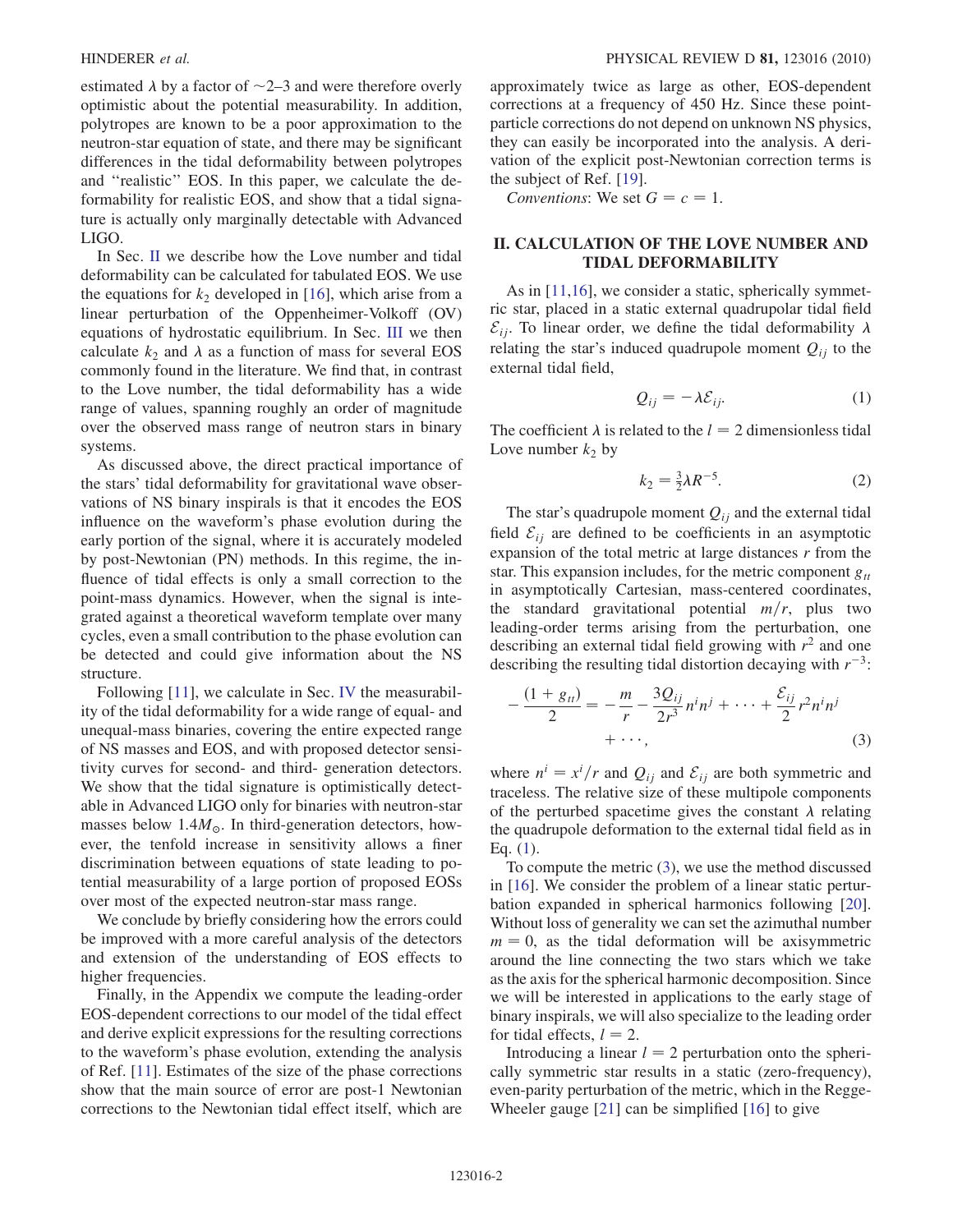estimated $\lambda$ by a factor of $\sim$2–3 and were therefore overly optimistic about the potential measurability. In addition, polytropes are known to be a poor approximation to the neutron-star equation of state, and there may be significant differences in the tidal deformability between polytropes and "realistic" EOS. In this paper, we calculate the deformability for realistic EOS, and show that a tidal signature is actually only marginally detectable with Advanced LIGO.

In Sec. II we describe how the Love number and tidal deformability can be calculated for tabulated EOS. We use the equations for $k_2$ developed in [16], which arise from a linear perturbation of the Oppenheimer-Volkoff (OV) equations of hydrostatic equilibrium. In Sec. III we then calculate $k_2$ and $\lambda$ as a function of mass for several EOS commonly found in the literature. We find that, in contrast to the Love number, the tidal deformability has a wide range of values, spanning roughly an order of magnitude over the observed mass range of neutron stars in binary systems.

As discussed above, the direct practical importance of the stars' tidal deformability for gravitational wave observations of NS binary inspirals is that it encodes the EOS influence on the waveform's phase evolution during the early portion of the signal, where it is accurately modeled by post-Newtonian (PN) methods. In this regime, the influence of tidal effects is only a small correction to the point-mass dynamics. However, when the signal is integrated against a theoretical waveform template over many cycles, even a small contribution to the phase evolution can be detected and could give information about the NS structure.

Following [11], we calculate in Sec. IV the measurability of the tidal deformability for a wide range of equal- and unequal-mass binaries, covering the entire expected range of NS masses and EOS, and with proposed detector sensitivity curves for second- and third- generation detectors. We show that the tidal signature is optimistically detectable in Advanced LIGO only for binaries with neutron-star masses below $1.4M_{\odot}$. In third-generation detectors, however, the tenfold increase in sensitivity allows a finer discrimination between equations of state leading to potential measurability of a large portion of proposed EOSs over most of the expected neutron-star mass range.

We conclude by briefly considering how the errors could be improved with a more careful analysis of the detectors and extension of the understanding of EOS effects to higher frequencies.

Finally, in the Appendix we compute the leading-order EOS-dependent corrections to our model of the tidal effect and derive explicit expressions for the resulting corrections to the waveform's phase evolution, extending the analysis of Ref. [11]. Estimates of the size of the phase corrections show that the main source of error are post-1 Newtonian corrections to the Newtonian tidal effect itself, which are approximately twice as large as other, EOS-dependent corrections at a frequency of 450 Hz. Since these point-particle corrections do not depend on unknown NS physics, they can easily be incorporated into the analysis. A derivation of the explicit post-Newtonian correction terms is the subject of Ref. [19].

*Conventions*: We set $G = c = 1$.

## II. CALCULATION OF THE LOVE NUMBER AND TIDAL DEFORMABILITY

As in [11,16], we consider a static, spherically symmetric star, placed in a static external quadrupolar tidal field $\mathcal{E}_{ij}$. To linear order, we define the tidal deformability $\lambda$ relating the star's induced quadrupole moment $Q_{ij}$ to the external tidal field,

$$Q_{ij} = -\lambda \mathcal{E}_{ij}. \tag{1}$$

The coefficient $\lambda$ is related to the $l = 2$ dimensionless tidal Love number $k_2$ by

$$k_2 = \tfrac{3}{2}\lambda R^{-5}. \tag{2}$$

The star's quadrupole moment $Q_{ij}$ and the external tidal field $\mathcal{E}_{ij}$ are defined to be coefficients in an asymptotic expansion of the total metric at large distances $r$ from the star. This expansion includes, for the metric component $g_{tt}$ in asymptotically Cartesian, mass-centered coordinates, the standard gravitational potential $m/r$, plus two leading-order terms arising from the perturbation, one describing an external tidal field growing with $r^2$ and one describing the resulting tidal distortion decaying with $r^{-3}$:

$$-\frac{(1+g_{tt})}{2} = -\frac{m}{r} - \frac{3Q_{ij}}{2r^3}n^i n^j + \cdots + \frac{\mathcal{E}_{ij}}{2}r^2 n^i n^j + \cdots, \tag{3}$$

where $n^i = x^i/r$ and $Q_{ij}$ and $\mathcal{E}_{ij}$ are both symmetric and traceless. The relative size of these multipole components of the perturbed spacetime gives the constant $\lambda$ relating the quadrupole deformation to the external tidal field as in Eq. (1).

To compute the metric (3), we use the method discussed in [16]. We consider the problem of a linear static perturbation expanded in spherical harmonics following [20]. Without loss of generality we can set the azimuthal number $m = 0$, as the tidal deformation will be axisymmetric around the line connecting the two stars which we take as the axis for the spherical harmonic decomposition. Since we will be interested in applications to the early stage of binary inspirals, we will also specialize to the leading order for tidal effects, $l = 2$.

Introducing a linear $l = 2$ perturbation onto the spherically symmetric star results in a static (zero-frequency), even-parity perturbation of the metric, which in the Regge-Wheeler gauge [21] can be simplified [16] to give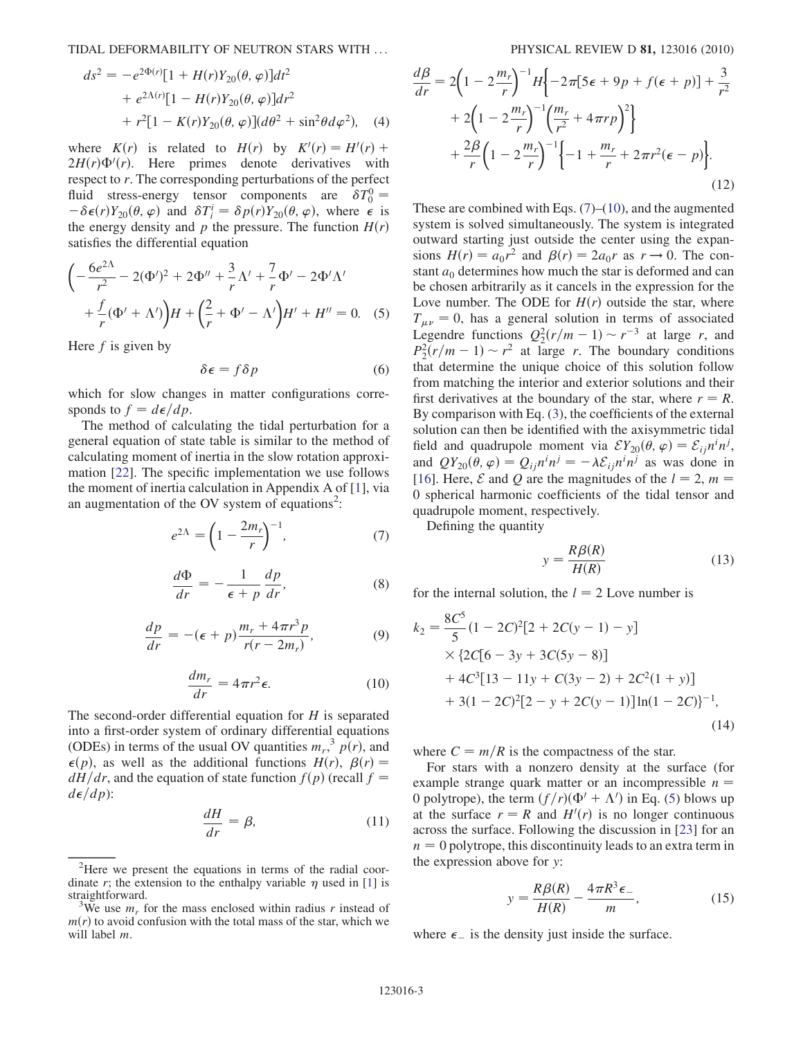$$
\begin{aligned}
ds^2 = &-e^{2\Phi(r)}[1 + H(r)Y_{20}(\theta, \varphi)]dt^2 \\
&+ e^{2\Lambda(r)}[1 - H(r)Y_{20}(\theta, \varphi)]dr^2 \\
&+ r^2[1 - K(r)Y_{20}(\theta, \varphi)](d\theta^2 + \sin^2\theta d\varphi^2), \quad (4)
\end{aligned}
$$

where $K(r)$ is related to $H(r)$ by $K'(r) = H'(r) + 2H(r)\Phi'(r)$. Here primes denote derivatives with respect to $r$. The corresponding perturbations of the perfect fluid stress-energy tensor components are $\delta T^0_0 = -\delta\epsilon(r)Y_{20}(\theta, \varphi)$ and $\delta T^i_i = \delta p(r)Y_{20}(\theta, \varphi)$, where $\epsilon$ is the energy density and $p$ the pressure. The function $H(r)$ satisfies the differential equation

$$
\begin{aligned}
\bigg(&-\frac{6e^{2\Lambda}}{r^2} - 2(\Phi')^2 + 2\Phi'' + \frac{3}{r}\Lambda' + \frac{7}{r}\Phi' - 2\Phi'\Lambda' \\
&+ \frac{f}{r}(\Phi' + \Lambda')\bigg)H + \left(\frac{2}{r} + \Phi' - \Lambda'\right)H' + H'' = 0. \quad (5)
\end{aligned}
$$

Here $f$ is given by

$$
\delta\epsilon = f\delta p \quad (6)
$$

which for slow changes in matter configurations corresponds to $f = d\epsilon/dp$.

The method of calculating the tidal perturbation for a general equation of state table is similar to the method of calculating moment of inertia in the slow rotation approximation [22]. The specific implementation we use follows the moment of inertia calculation in Appendix A of [1], via an augmentation of the OV system of equations[2]:

$$
e^{2\Lambda} = \left(1 - \frac{2m_r}{r}\right)^{-1}, \quad (7)
$$

$$
\frac{d\Phi}{dr} = -\frac{1}{\epsilon + p}\frac{dp}{dr}, \quad (8)
$$

$$
\frac{dp}{dr} = -(\epsilon + p)\frac{m_r + 4\pi r^3 p}{r(r - 2m_r)}, \quad (9)
$$

$$
\frac{dm_r}{dr} = 4\pi r^2 \epsilon. \quad (10)
$$

The second-order differential equation for $H$ is separated into a first-order system of ordinary differential equations (ODEs) in terms of the usual OV quantities $m_r$,[3] $p(r)$, and $\epsilon(p)$, as well as the additional functions $H(r)$, $\beta(r) = dH/dr$, and the equation of state function $f(p)$ (recall $f = d\epsilon/dp$):

$$
\frac{dH}{dr} = \beta, \quad (11)
$$

$$
\begin{aligned}
\frac{d\beta}{dr} = &2\left(1 - 2\frac{m_r}{r}\right)^{-1} H\bigg\{-2\pi[5\epsilon + 9p + f(\epsilon + p)] + \frac{3}{r^2} \\
&+ 2\left(1 - 2\frac{m_r}{r}\right)^{-1}\left(\frac{m_r}{r^2} + 4\pi r p\right)^2\bigg\} \\
&+ \frac{2\beta}{r}\left(1 - 2\frac{m_r}{r}\right)^{-1}\left\{-1 + \frac{m_r}{r} + 2\pi r^2(\epsilon - p)\right\}. \quad (12)
\end{aligned}
$$

These are combined with Eqs. (7)–(10), and the augmented system is solved simultaneously. The system is integrated outward starting just outside the center using the expansions $H(r) = a_0 r^2$ and $\beta(r) = 2a_0 r$ as $r \to 0$. The constant $a_0$ determines how much the star is deformed and can be chosen arbitrarily as it cancels in the expression for the Love number. The ODE for $H(r)$ outside the star, where $T_{\mu\nu} = 0$, has a general solution in terms of associated Legendre functions $Q^2_2(r/m - 1) \sim r^{-3}$ at large $r$, and $P^2_2(r/m - 1) \sim r^2$ at large $r$. The boundary conditions that determine the unique choice of this solution follow from matching the interior and exterior solutions and their first derivatives at the boundary of the star, where $r = R$. By comparison with Eq. (3), the coefficients of the external solution can then be identified with the axisymmetric tidal field and quadrupole moment via $\mathcal{E}Y_{20}(\theta, \varphi) = \mathcal{E}_{ij}n^i n^j$, and $QY_{20}(\theta, \varphi) = Q_{ij}n^i n^j = -\lambda\mathcal{E}_{ij}n^i n^j$ as was done in [16]. Here, $\mathcal{E}$ and $Q$ are the magnitudes of the $l = 2$, $m = 0$ spherical harmonic coefficients of the tidal tensor and quadrupole moment, respectively.

Defining the quantity

$$
y = \frac{R\beta(R)}{H(R)} \quad (13)
$$

for the internal solution, the $l = 2$ Love number is

$$
\begin{aligned}
k_2 = &\frac{8C^5}{5}(1 - 2C)^2[2 + 2C(y - 1) - y] \\
&\times \{2C[6 - 3y + 3C(5y - 8)] \\
&+ 4C^3[13 - 11y + C(3y - 2) + 2C^2(1 + y)] \\
&+ 3(1 - 2C)^2[2 - y + 2C(y - 1)]\ln(1 - 2C)\}^{-1}, \quad (14)
\end{aligned}
$$

where $C = m/R$ is the compactness of the star.

For stars with a nonzero density at the surface (for example strange quark matter or an incompressible $n = 0$ polytrope), the term $(f/r)(\Phi' + \Lambda')$ in Eq. (5) blows up at the surface $r = R$ and $H'(r)$ is no longer continuous across the surface. Following the discussion in [23] for an $n = 0$ polytrope, this discontinuity leads to an extra term in the expression above for $y$:

$$
y = \frac{R\beta(R)}{H(R)} - \frac{4\pi R^3 \epsilon_-}{m}, \quad (15)
$$

where $\epsilon_-$ is the density just inside the surface.

[2] Here we present the equations in terms of the radial coordinate $r$; the extension to the enthalpy variable $\eta$ used in [1] is straightforward.

[3] We use $m_r$ for the mass enclosed within radius $r$ instead of $m(r)$ to avoid confusion with the total mass of the star, which we will label $m$.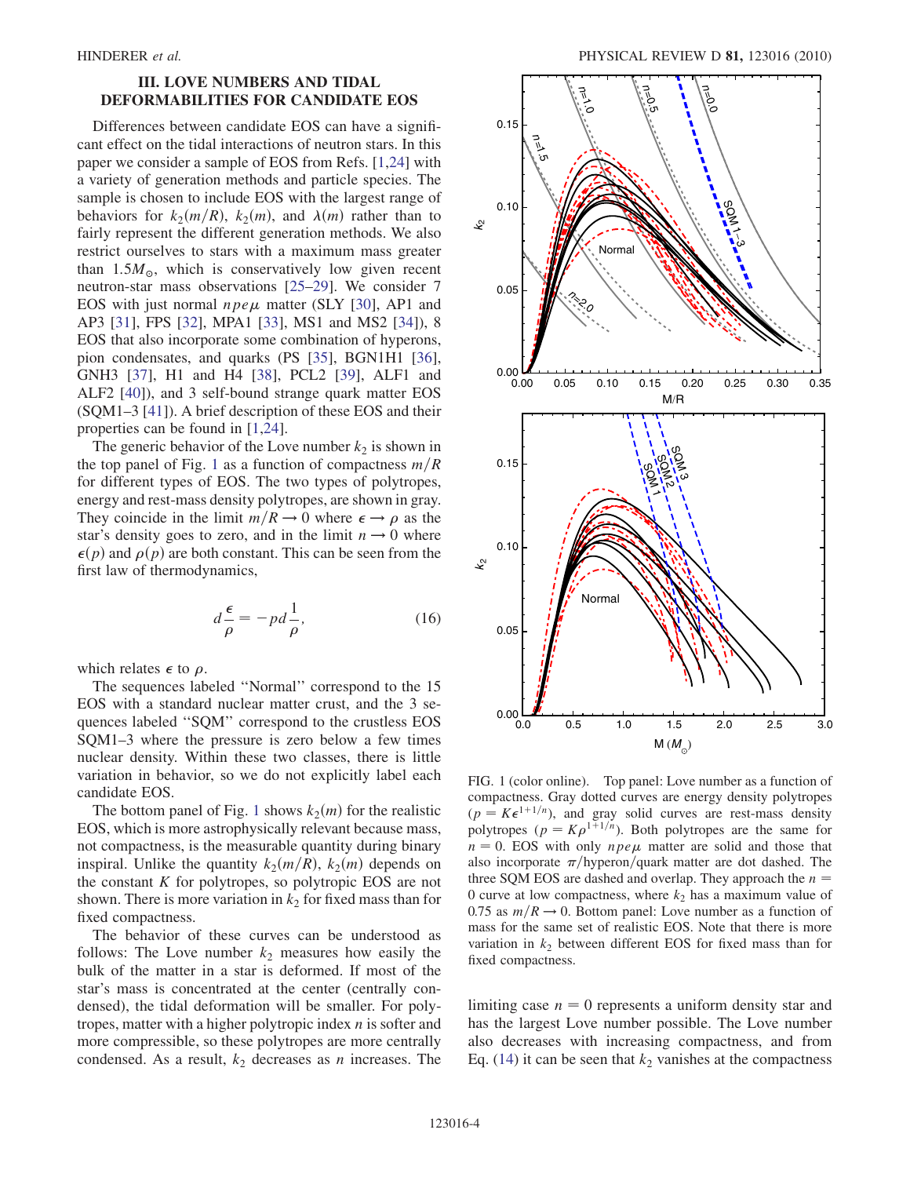## III. LOVE NUMBERS AND TIDAL DEFORMABILITIES FOR CANDIDATE EOS

Differences between candidate EOS can have a significant effect on the tidal interactions of neutron stars. In this paper we consider a sample of EOS from Refs. [1,24] with a variety of generation methods and particle species. The sample is chosen to include EOS with the largest range of behaviors for $k_2(m/R)$, $k_2(m)$, and $\lambda(m)$ rather than to fairly represent the different generation methods. We also restrict ourselves to stars with a maximum mass greater than $1.5M_\odot$, which is conservatively low given recent neutron-star mass observations [25–29]. We consider 7 EOS with just normal $npe\mu$ matter (SLY [30], AP1 and AP3 [31], FPS [32], MPA1 [33], MS1 and MS2 [34]), 8 EOS that also incorporate some combination of hyperons, pion condensates, and quarks (PS [35], BGN1H1 [36], GNH3 [37], H1 and H4 [38], PCL2 [39], ALF1 and ALF2 [40]), and 3 self-bound strange quark matter EOS (SQM1–3 [41]). A brief description of these EOS and their properties can be found in [1,24].

The generic behavior of the Love number $k_2$ is shown in the top panel of Fig. 1 as a function of compactness $m/R$ for different types of EOS. The two types of polytropes, energy and rest-mass density polytropes, are shown in gray. They coincide in the limit $m/R \to 0$ where $\epsilon \to \rho$ as the star's density goes to zero, and in the limit $n \to 0$ where $\epsilon(p)$ and $\rho(p)$ are both constant. This can be seen from the first law of thermodynamics,

$$d\frac{\epsilon}{\rho} = -pd\frac{1}{\rho}, \tag{16}$$

which relates $\epsilon$ to $\rho$.

The sequences labeled "Normal" correspond to the 15 EOS with a standard nuclear matter crust, and the 3 sequences labeled "SQM" correspond to the crustless EOS SQM1–3 where the pressure is zero below a few times nuclear density. Within these two classes, there is little variation in behavior, so we do not explicitly label each candidate EOS.

The bottom panel of Fig. 1 shows $k_2(m)$ for the realistic EOS, which is more astrophysically relevant because mass, not compactness, is the measurable quantity during binary inspiral. Unlike the quantity $k_2(m/R)$, $k_2(m)$ depends on the constant $K$ for polytropes, so polytropic EOS are not shown. There is more variation in $k_2$ for fixed mass than for fixed compactness.

The behavior of these curves can be understood as follows: The Love number $k_2$ measures how easily the bulk of the matter in a star is deformed. If most of the star's mass is concentrated at the center (centrally condensed), the tidal deformation will be smaller. For polytropes, matter with a higher polytropic index $n$ is softer and more compressible, so these polytropes are more centrally condensed. As a result, $k_2$ decreases as $n$ increases. The limiting case $n = 0$ represents a uniform density star and has the largest Love number possible. The Love number also decreases with increasing compactness, and from Eq. (14) it can be seen that $k_2$ vanishes at the compactness

FIG. 1 (color online). Top panel: Love number as a function of compactness. Gray dotted curves are energy density polytropes ($p = K\epsilon^{1+1/n}$), and gray solid curves are rest-mass density polytropes ($p = K\rho^{1+1/n}$). Both polytropes are the same for $n = 0$. EOS with only $npe\mu$ matter are solid and those that also incorporate $\pi$/hyperon/quark matter are dot dashed. The three SQM EOS are dashed and overlap. They approach the $n = 0$ curve at low compactness, where $k_2$ has a maximum value of 0.75 as $m/R \to 0$. Bottom panel: Love number as a function of mass for the same set of realistic EOS. Note that there is more variation in $k_2$ between different EOS for fixed mass than for fixed compactness.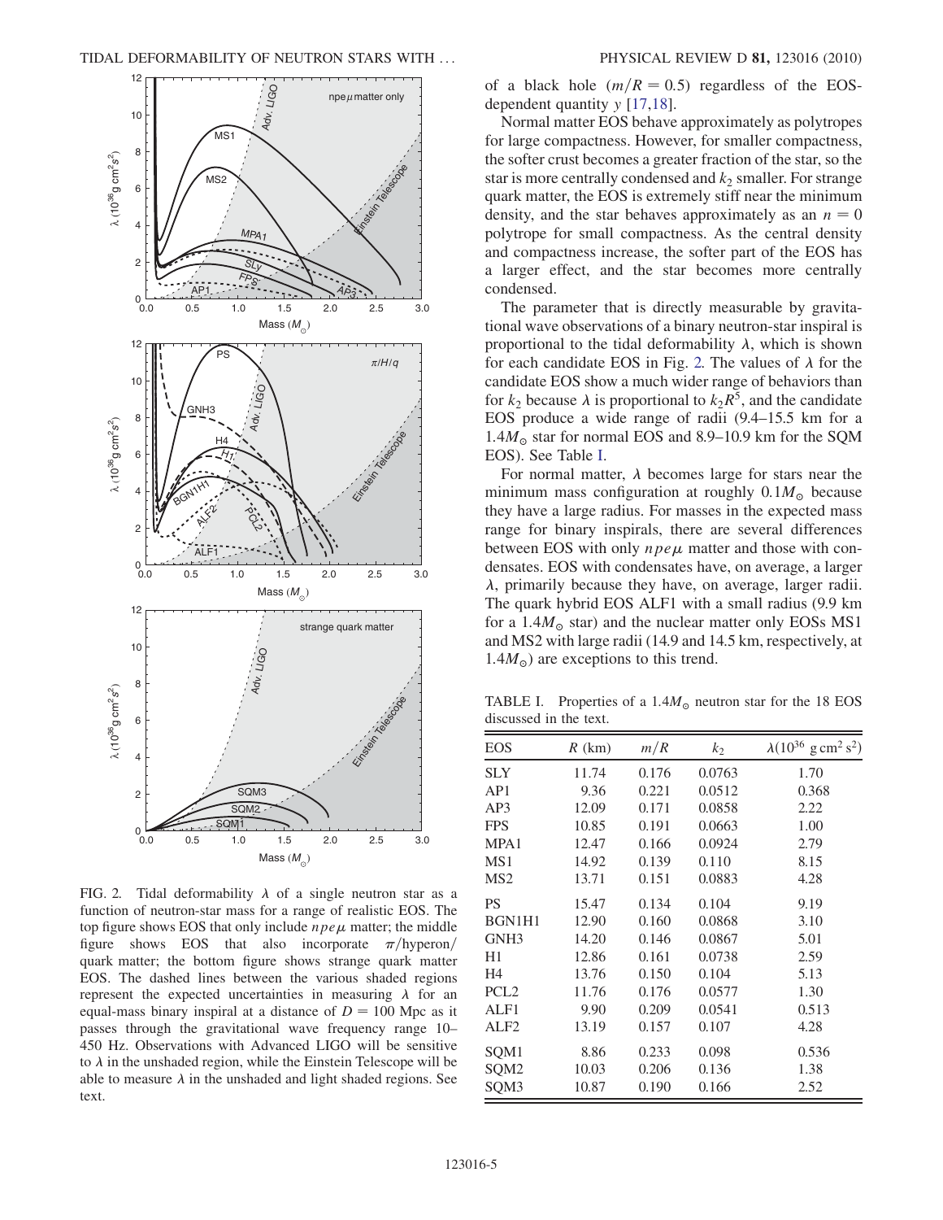FIG. 2. Tidal deformability $\lambda$ of a single neutron star as a function of neutron-star mass for a range of realistic EOS. The top figure shows EOS that only include $npe\mu$ matter; the middle figure shows EOS that also incorporate $\pi$/hyperon/quark matter; the bottom figure shows strange quark matter EOS. The dashed lines between the various shaded regions represent the expected uncertainties in measuring $\lambda$ for an equal-mass binary inspiral at a distance of $D = 100$ Mpc as it passes through the gravitational wave frequency range 10–450 Hz. Observations with Advanced LIGO will be sensitive to $\lambda$ in the unshaded region, while the Einstein Telescope will be able to measure $\lambda$ in the unshaded and light shaded regions. See text.

of a black hole ($m/R = 0.5$) regardless of the EOS-dependent quantity $y$ [17,18].

Normal matter EOS behave approximately as polytropes for large compactness. However, for smaller compactness, the softer crust becomes a greater fraction of the star, so the star is more centrally condensed and $k_2$ smaller. For strange quark matter, the EOS is extremely stiff near the minimum density, and the star behaves approximately as an $n = 0$ polytrope for small compactness. As the central density and compactness increase, the softer part of the EOS has a larger effect, and the star becomes more centrally condensed.

The parameter that is directly measurable by gravitational wave observations of a binary neutron-star inspiral is proportional to the tidal deformability $\lambda$, which is shown for each candidate EOS in Fig. 2. The values of $\lambda$ for the candidate EOS show a much wider range of behaviors than for $k_2$ because $\lambda$ is proportional to $k_2 R^5$, and the candidate EOS produce a wide range of radii (9.4–15.5 km for a $1.4 M_\odot$ star for normal EOS and 8.9–10.9 km for the SQM EOS). See Table I.

For normal matter, $\lambda$ becomes large for stars near the minimum mass configuration at roughly $0.1 M_\odot$ because they have a large radius. For masses in the expected mass range for binary inspirals, there are several differences between EOS with only $npe\mu$ matter and those with condensates. EOS with condensates have, on average, a larger $\lambda$, primarily because they have, on average, larger radii. The quark hybrid EOS ALF1 with a small radius (9.9 km for a $1.4 M_\odot$ star) and the nuclear matter only EOSs MS1 and MS2 with large radii (14.9 and 14.5 km, respectively, at $1.4 M_\odot$) are exceptions to this trend.

TABLE I. Properties of a $1.4 M_\odot$ neutron star for the 18 EOS discussed in the text.

| EOS | $R$ (km) | $m/R$ | $k_2$ | $\lambda(10^{36}$ g cm$^2$ s$^2)$ |
|---|---|---|---|---|
| SLY | 11.74 | 0.176 | 0.0763 | 1.70 |
| AP1 | 9.36 | 0.221 | 0.0512 | 0.368 |
| AP3 | 12.09 | 0.171 | 0.0858 | 2.22 |
| FPS | 10.85 | 0.191 | 0.0663 | 1.00 |
| MPA1 | 12.47 | 0.166 | 0.0924 | 2.79 |
| MS1 | 14.92 | 0.139 | 0.110 | 8.15 |
| MS2 | 13.71 | 0.151 | 0.0883 | 4.28 |
| PS | 15.47 | 0.134 | 0.104 | 9.19 |
| BGN1H1 | 12.90 | 0.160 | 0.0868 | 3.10 |
| GNH3 | 14.20 | 0.146 | 0.0867 | 5.01 |
| H1 | 12.86 | 0.161 | 0.0738 | 2.59 |
| H4 | 13.76 | 0.150 | 0.104 | 5.13 |
| PCL2 | 11.76 | 0.176 | 0.0577 | 1.30 |
| ALF1 | 9.90 | 0.209 | 0.0541 | 0.513 |
| ALF2 | 13.19 | 0.157 | 0.107 | 4.28 |
| SQM1 | 8.86 | 0.233 | 0.098 | 0.536 |
| SQM2 | 10.03 | 0.206 | 0.136 | 1.38 |
| SQM3 | 10.87 | 0.190 | 0.166 | 2.52 |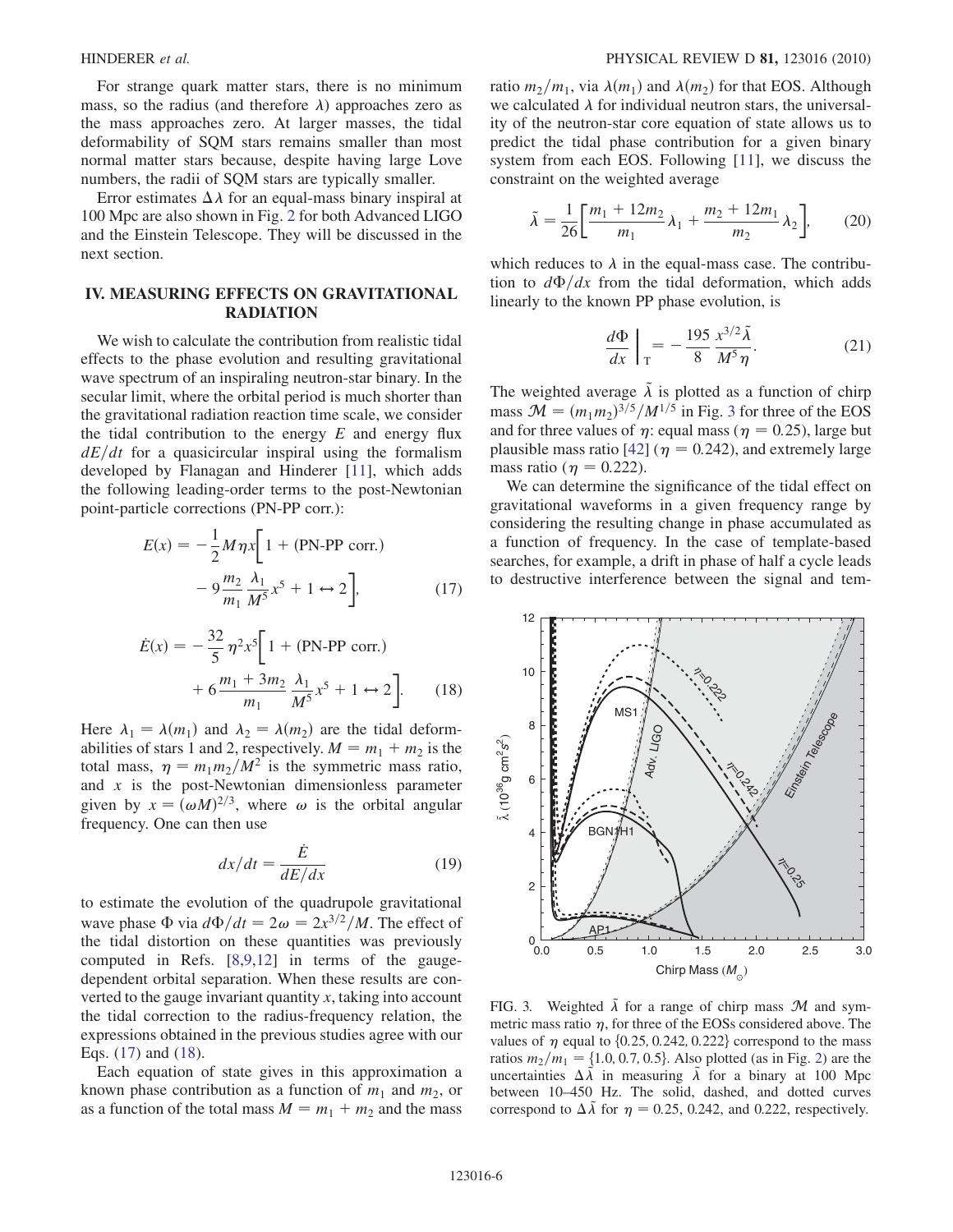For strange quark matter stars, there is no minimum mass, so the radius (and therefore $\lambda$) approaches zero as the mass approaches zero. At larger masses, the tidal deformability of SQM stars remains smaller than most normal matter stars because, despite having large Love numbers, the radii of SQM stars are typically smaller.

Error estimates $\Delta\lambda$ for an equal-mass binary inspiral at 100 Mpc are also shown in Fig. 2 for both Advanced LIGO and the Einstein Telescope. They will be discussed in the next section.

## IV. MEASURING EFFECTS ON GRAVITATIONAL RADIATION

We wish to calculate the contribution from realistic tidal effects to the phase evolution and resulting gravitational wave spectrum of an inspiraling neutron-star binary. In the secular limit, where the orbital period is much shorter than the gravitational radiation reaction time scale, we consider the tidal contribution to the energy $E$ and energy flux $dE/dt$ for a quasicircular inspiral using the formalism developed by Flanagan and Hinderer [11], which adds the following leading-order terms to the post-Newtonian point-particle corrections (PN-PP corr.):

$$E(x) = -\frac{1}{2}M\eta x\left[1 + (\text{PN-PP corr.}) - 9\frac{m_2}{m_1}\frac{\lambda_1}{M^5}x^5 + 1 \leftrightarrow 2\right], \quad (17)$$

$$\dot{E}(x) = -\frac{32}{5}\eta^2 x^5\left[1 + (\text{PN-PP corr.}) + 6\frac{m_1 + 3m_2}{m_1}\frac{\lambda_1}{M^5}x^5 + 1 \leftrightarrow 2\right]. \quad (18)$$

Here $\lambda_1 = \lambda(m_1)$ and $\lambda_2 = \lambda(m_2)$ are the tidal deformabilities of stars 1 and 2, respectively. $M = m_1 + m_2$ is the total mass, $\eta = m_1 m_2/M^2$ is the symmetric mass ratio, and $x$ is the post-Newtonian dimensionless parameter given by $x = (\omega M)^{2/3}$, where $\omega$ is the orbital angular frequency. One can then use

$$dx/dt = \frac{\dot{E}}{dE/dx} \quad (19)$$

to estimate the evolution of the quadrupole gravitational wave phase $\Phi$ via $d\Phi/dt = 2\omega = 2x^{3/2}/M$. The effect of the tidal distortion on these quantities was previously computed in Refs. [8,9,12] in terms of the gauge-dependent orbital separation. When these results are converted to the gauge invariant quantity $x$, taking into account the tidal correction to the radius-frequency relation, the expressions obtained in the previous studies agree with our Eqs. (17) and (18).

Each equation of state gives in this approximation a known phase contribution as a function of $m_1$ and $m_2$, or as a function of the total mass $M = m_1 + m_2$ and the mass ratio $m_2/m_1$, via $\lambda(m_1)$ and $\lambda(m_2)$ for that EOS. Although we calculated $\lambda$ for individual neutron stars, the universality of the neutron-star core equation of state allows us to predict the tidal phase contribution for a given binary system from each EOS. Following [11], we discuss the constraint on the weighted average

$$\tilde{\lambda} = \frac{1}{26}\left[\frac{m_1 + 12m_2}{m_1}\lambda_1 + \frac{m_2 + 12m_1}{m_2}\lambda_2\right], \quad (20)$$

which reduces to $\lambda$ in the equal-mass case. The contribution to $d\Phi/dx$ from the tidal deformation, which adds linearly to the known PP phase evolution, is

$$\left.\frac{d\Phi}{dx}\right|_{\text{T}} = -\frac{195}{8}\frac{x^{3/2}\tilde{\lambda}}{M^5\eta}. \quad (21)$$

The weighted average $\tilde{\lambda}$ is plotted as a function of chirp mass $\mathcal{M} = (m_1 m_2)^{3/5}/M^{1/5}$ in Fig. 3 for three of the EOS and for three values of $\eta$: equal mass ($\eta = 0.25$), large but plausible mass ratio [42] ($\eta = 0.242$), and extremely large mass ratio ($\eta = 0.222$).

We can determine the significance of the tidal effect on gravitational waveforms in a given frequency range by considering the resulting change in phase accumulated as a function of frequency. In the case of template-based searches, for example, a drift in phase of half a cycle leads to destructive interference between the signal and tem-

FIG. 3. Weighted $\tilde{\lambda}$ for a range of chirp mass $\mathcal{M}$ and symmetric mass ratio $\eta$, for three of the EOSs considered above. The values of $\eta$ equal to $\{0.25, 0.242, 0.222\}$ correspond to the mass ratios $m_2/m_1 = \{1.0, 0.7, 0.5\}$. Also plotted (as in Fig. 2) are the uncertainties $\Delta\tilde{\lambda}$ in measuring $\tilde{\lambda}$ for a binary at 100 Mpc between 10–450 Hz. The solid, dashed, and dotted curves correspond to $\Delta\tilde{\lambda}$ for $\eta = 0.25$, 0.242, and 0.222, respectively.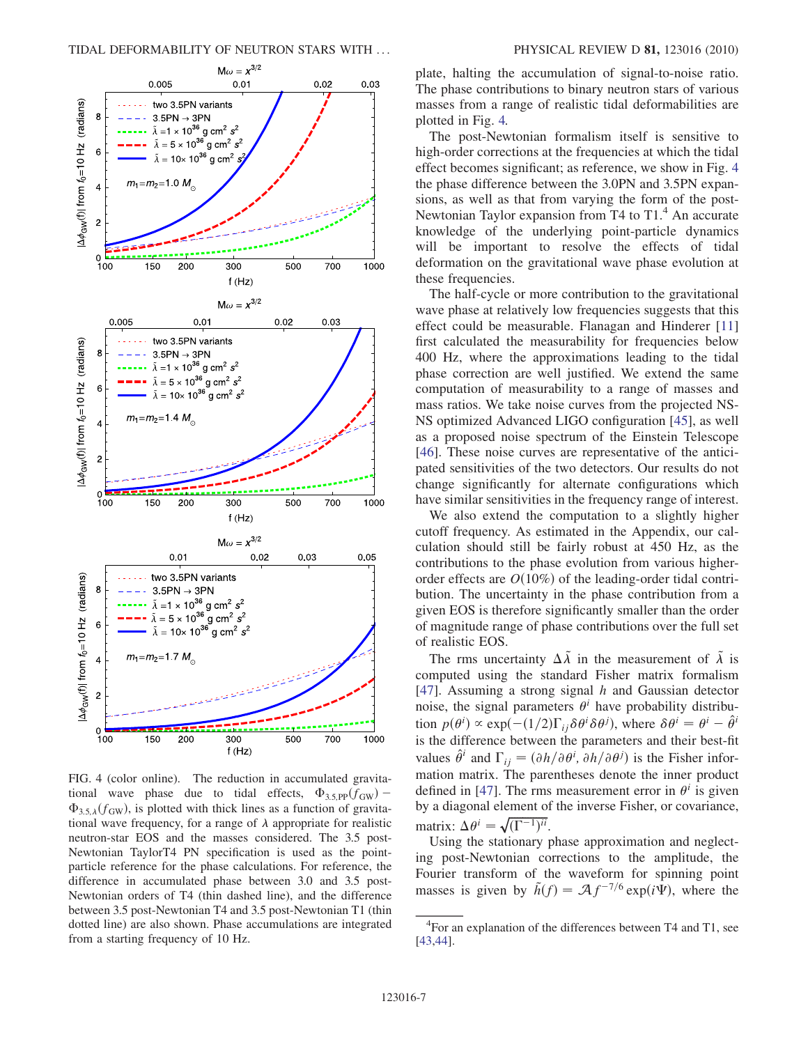FIG. 4 (color online). The reduction in accumulated gravitational wave phase due to tidal effects, $\Phi_{3.5,\mathrm{PP}}(f_{\mathrm{GW}}) - \Phi_{3.5,\lambda}(f_{\mathrm{GW}})$, is plotted with thick lines as a function of gravitational wave frequency, for a range of $\lambda$ appropriate for realistic neutron-star EOS and the masses considered. The 3.5 post-Newtonian TaylorT4 PN specification is used as the point-particle reference for the phase calculations. For reference, the difference in accumulated phase between 3.0 and 3.5 post-Newtonian orders of T4 (thin dashed line), and the difference between 3.5 post-Newtonian T4 and 3.5 post-Newtonian T1 (thin dotted line) are also shown. Phase accumulations are integrated from a starting frequency of 10 Hz.

plate, halting the accumulation of signal-to-noise ratio. The phase contributions to binary neutron stars of various masses from a range of realistic tidal deformabilities are plotted in Fig. 4.

The post-Newtonian formalism itself is sensitive to high-order corrections at the frequencies at which the tidal effect becomes significant; as reference, we show in Fig. 4 the phase difference between the 3.0PN and 3.5PN expansions, as well as that from varying the form of the post-Newtonian Taylor expansion from T4 to T1.[4] An accurate knowledge of the underlying point-particle dynamics will be important to resolve the effects of tidal deformation on the gravitational wave phase evolution at these frequencies.

The half-cycle or more contribution to the gravitational wave phase at relatively low frequencies suggests that this effect could be measurable. Flanagan and Hinderer [11] first calculated the measurability for frequencies below 400 Hz, where the approximations leading to the tidal phase correction are well justified. We extend the same computation of measurability to a range of masses and mass ratios. We take noise curves from the projected NS-NS optimized Advanced LIGO configuration [45], as well as a proposed noise spectrum of the Einstein Telescope [46]. These noise curves are representative of the anticipated sensitivities of the two detectors. Our results do not change significantly for alternate configurations which have similar sensitivities in the frequency range of interest.

We also extend the computation to a slightly higher cutoff frequency. As estimated in the Appendix, our calculation should still be fairly robust at 450 Hz, as the contributions to the phase evolution from various higher-order effects are $O(10\%)$ of the leading-order tidal contribution. The uncertainty in the phase contribution from a given EOS is therefore significantly smaller than the order of magnitude range of phase contributions over the full set of realistic EOS.

The rms uncertainty $\Delta\tilde{\lambda}$ in the measurement of $\tilde{\lambda}$ is computed using the standard Fisher matrix formalism [47]. Assuming a strong signal $h$ and Gaussian detector noise, the signal parameters $\theta^i$ have probability distribution $p(\theta^i) \propto \exp(-(1/2)\Gamma_{ij}\delta\theta^i\delta\theta^j)$, where $\delta\theta^i = \theta^i - \hat{\theta}^i$ is the difference between the parameters and their best-fit values $\hat{\theta}^i$ and $\Gamma_{ij} = (\partial h/\partial\theta^i, \partial h/\partial\theta^j)$ is the Fisher information matrix. The parentheses denote the inner product defined in [47]. The rms measurement error in $\theta^i$ is given by a diagonal element of the inverse Fisher, or covariance, matrix: $\Delta\theta^i = \sqrt{(\Gamma^{-1})^{ii}}$.

Using the stationary phase approximation and neglecting post-Newtonian corrections to the amplitude, the Fourier transform of the waveform for spinning point masses is given by $\tilde{h}(f) = \mathcal{A} f^{-7/6} \exp(i\Psi)$, where the

[4] For an explanation of the differences between T4 and T1, see [43,44].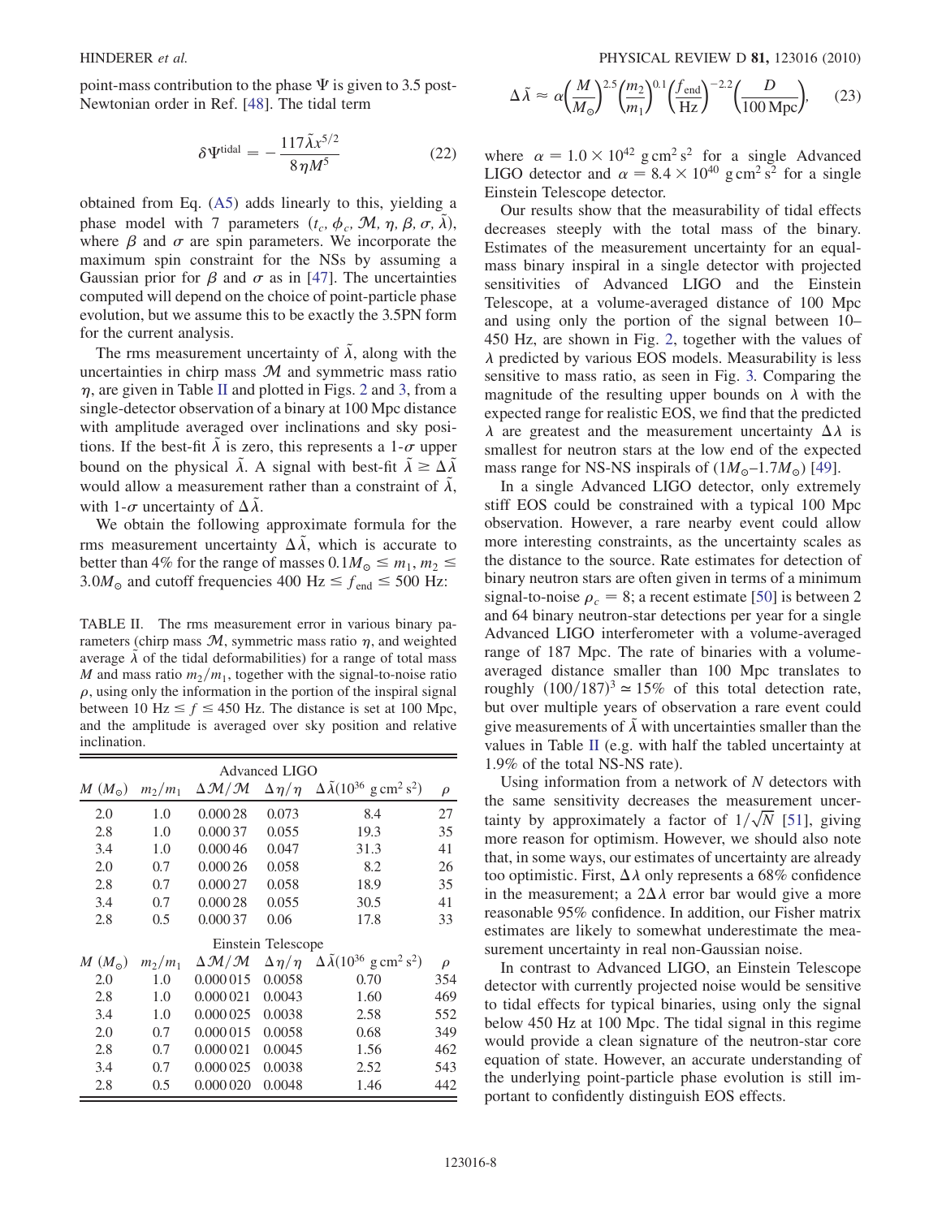point-mass contribution to the phase $\Psi$ is given to 3.5 post-Newtonian order in Ref. [48]. The tidal term

$$\delta\Psi^{\text{tidal}} = -\frac{117\tilde{\lambda}x^{5/2}}{8\eta M^5} \tag{22}$$

obtained from Eq. (A5) adds linearly to this, yielding a phase model with 7 parameters $(t_c, \phi_c, \mathcal{M}, \eta, \beta, \sigma, \tilde{\lambda})$, where $\beta$ and $\sigma$ are spin parameters. We incorporate the maximum spin constraint for the NSs by assuming a Gaussian prior for $\beta$ and $\sigma$ as in [47]. The uncertainties computed will depend on the choice of point-particle phase evolution, but we assume this to be exactly the 3.5PN form for the current analysis.

The rms measurement uncertainty of $\tilde{\lambda}$, along with the uncertainties in chirp mass $\mathcal{M}$ and symmetric mass ratio $\eta$, are given in Table II and plotted in Figs. 2 and 3, from a single-detector observation of a binary at 100 Mpc distance with amplitude averaged over inclinations and sky positions. If the best-fit $\tilde{\lambda}$ is zero, this represents a 1-$\sigma$ upper bound on the physical $\tilde{\lambda}$. A signal with best-fit $\tilde{\lambda} \geq \Delta\tilde{\lambda}$ would allow a measurement rather than a constraint of $\tilde{\lambda}$, with 1-$\sigma$ uncertainty of $\Delta\tilde{\lambda}$.

We obtain the following approximate formula for the rms measurement uncertainty $\Delta\tilde{\lambda}$, which is accurate to better than 4% for the range of masses $0.1M_\odot \leq m_1, m_2 \leq 3.0M_\odot$ and cutoff frequencies 400 Hz $\leq f_{\text{end}} \leq$ 500 Hz:

TABLE II. The rms measurement error in various binary parameters (chirp mass $\mathcal{M}$, symmetric mass ratio $\eta$, and weighted average $\tilde{\lambda}$ of the tidal deformabilities) for a range of total mass $M$ and mass ratio $m_2/m_1$, together with the signal-to-noise ratio $\rho$, using only the information in the portion of the inspiral signal between 10 Hz $\leq f \leq$ 450 Hz. The distance is set at 100 Mpc, and the amplitude is averaged over sky position and relative inclination.

| $M$ $(M_\odot)$ | $m_2/m_1$ | $\Delta\mathcal{M}/\mathcal{M}$ | $\Delta\eta/\eta$ | $\Delta\tilde{\lambda}(10^{36}$ g cm$^2$ s$^2)$ | $\rho$ |
|---|---|---|---|---|---|
| **Advanced LIGO** | | | | | |
| 2.0 | 1.0 | 0.000 28 | 0.073 | 8.4 | 27 |
| 2.8 | 1.0 | 0.000 37 | 0.055 | 19.3 | 35 |
| 3.4 | 1.0 | 0.000 46 | 0.047 | 31.3 | 41 |
| 2.0 | 0.7 | 0.000 26 | 0.058 | 8.2 | 26 |
| 2.8 | 0.7 | 0.000 27 | 0.058 | 18.9 | 35 |
| 3.4 | 0.7 | 0.000 28 | 0.055 | 30.5 | 41 |
| 2.8 | 0.5 | 0.000 37 | 0.06 | 17.8 | 33 |
| **Einstein Telescope** | | | | | |
| 2.0 | 1.0 | 0.000 015 | 0.0058 | 0.70 | 354 |
| 2.8 | 1.0 | 0.000 021 | 0.0043 | 1.60 | 469 |
| 3.4 | 1.0 | 0.000 025 | 0.0038 | 2.58 | 552 |
| 2.0 | 0.7 | 0.000 015 | 0.0058 | 0.68 | 349 |
| 2.8 | 0.7 | 0.000 021 | 0.0045 | 1.56 | 462 |
| 3.4 | 0.7 | 0.000 025 | 0.0038 | 2.52 | 543 |
| 2.8 | 0.5 | 0.000 020 | 0.0048 | 1.46 | 442 |

$$\Delta\tilde{\lambda} \approx \alpha\left(\frac{M}{M_\odot}\right)^{2.5}\left(\frac{m_2}{m_1}\right)^{0.1}\left(\frac{f_{\text{end}}}{\text{Hz}}\right)^{-2.2}\left(\frac{D}{100\,\text{Mpc}}\right), \tag{23}$$

where $\alpha = 1.0 \times 10^{42}$ g cm$^2$ s$^2$ for a single Advanced LIGO detector and $\alpha = 8.4 \times 10^{40}$ g cm$^2$ s$^2$ for a single Einstein Telescope detector.

Our results show that the measurability of tidal effects decreases steeply with the total mass of the binary. Estimates of the measurement uncertainty for an equal-mass binary inspiral in a single detector with projected sensitivities of Advanced LIGO and the Einstein Telescope, at a volume-averaged distance of 100 Mpc and using only the portion of the signal between 10–450 Hz, are shown in Fig. 2, together with the values of $\lambda$ predicted by various EOS models. Measurability is less sensitive to mass ratio, as seen in Fig. 3. Comparing the magnitude of the resulting upper bounds on $\lambda$ with the expected range for realistic EOS, we find that the predicted $\lambda$ are greatest and the measurement uncertainty $\Delta\lambda$ is smallest for neutron stars at the low end of the expected mass range for NS-NS inspirals of $(1M_\odot$–$1.7M_\odot)$ [49].

In a single Advanced LIGO detector, only extremely stiff EOS could be constrained with a typical 100 Mpc observation. However, a rare nearby event could allow more interesting constraints, as the uncertainty scales as the distance to the source. Rate estimates for detection of binary neutron stars are often given in terms of a minimum signal-to-noise $\rho_c = 8$; a recent estimate [50] is between 2 and 64 binary neutron-star detections per year for a single Advanced LIGO interferometer with a volume-averaged range of 187 Mpc. The rate of binaries with a volume-averaged distance smaller than 100 Mpc translates to roughly $(100/187)^3 \simeq 15\%$ of this total detection rate, but over multiple years of observation a rare event could give measurements of $\tilde{\lambda}$ with uncertainties smaller than the values in Table II (e.g. with half the tabled uncertainty at 1.9% of the total NS-NS rate).

Using information from a network of $N$ detectors with the same sensitivity decreases the measurement uncertainty by approximately a factor of $1/\sqrt{N}$ [51], giving more reason for optimism. However, we should also note that, in some ways, our estimates of uncertainty are already too optimistic. First, $\Delta\lambda$ only represents a 68% confidence in the measurement; a $2\Delta\lambda$ error bar would give a more reasonable 95% confidence. In addition, our Fisher matrix estimates are likely to somewhat underestimate the measurement uncertainty in real non-Gaussian noise.

In contrast to Advanced LIGO, an Einstein Telescope detector with currently projected noise would be sensitive to tidal effects for typical binaries, using only the signal below 450 Hz at 100 Mpc. The tidal signal in this regime would provide a clean signature of the neutron-star core equation of state. However, an accurate understanding of the underlying point-particle phase evolution is still important to confidently distinguish EOS effects.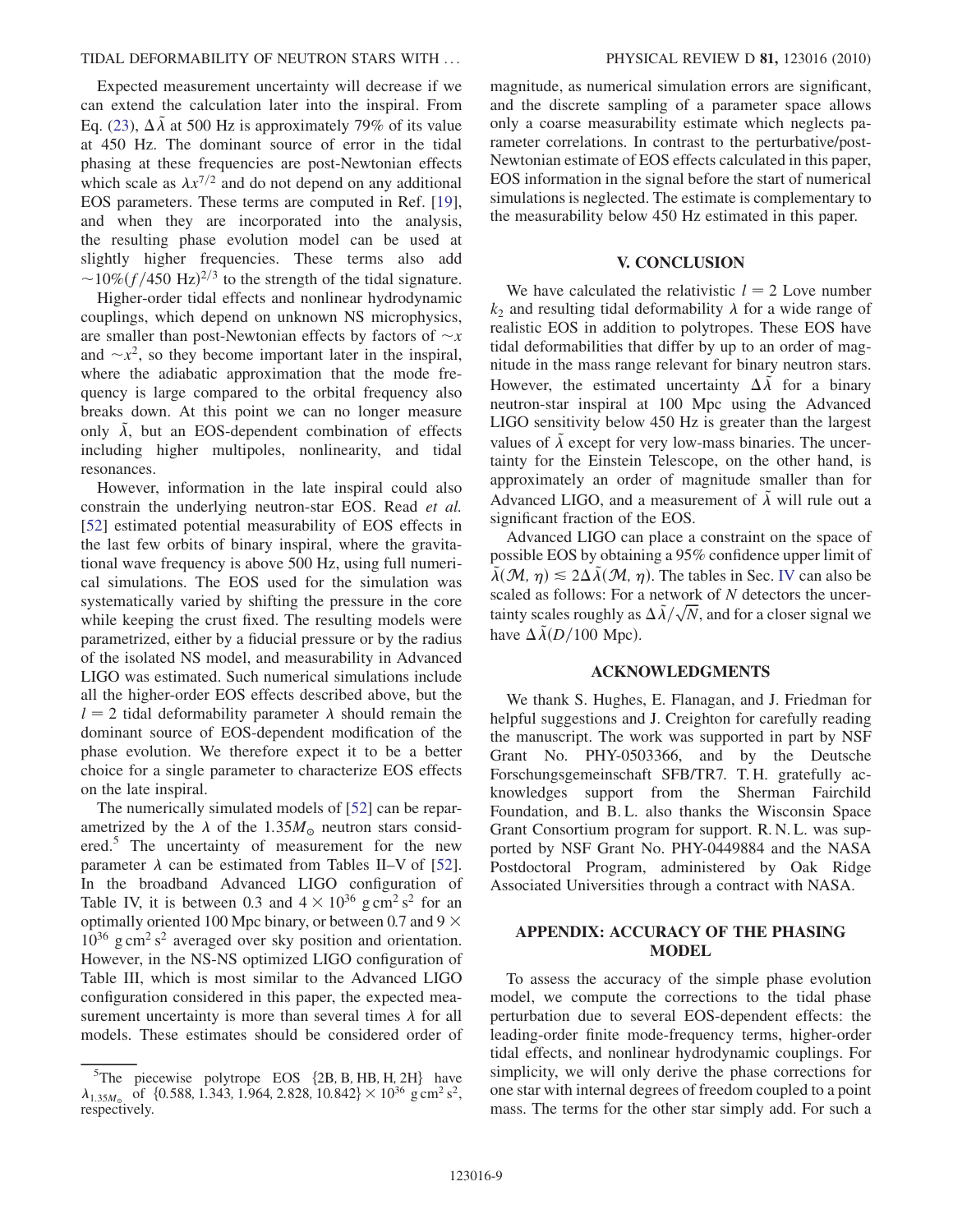Expected measurement uncertainty will decrease if we can extend the calculation later into the inspiral. From Eq. (23), $\Delta\tilde{\lambda}$ at 500 Hz is approximately 79% of its value at 450 Hz. The dominant source of error in the tidal phasing at these frequencies are post-Newtonian effects which scale as $\lambda x^{7/2}$ and do not depend on any additional EOS parameters. These terms are computed in Ref. [19], and when they are incorporated into the analysis, the resulting phase evolution model can be used at slightly higher frequencies. These terms also add $\sim 10\%(f/450\text{ Hz})^{2/3}$ to the strength of the tidal signature.

Higher-order tidal effects and nonlinear hydrodynamic couplings, which depend on unknown NS microphysics, are smaller than post-Newtonian effects by factors of $\sim x$ and $\sim x^2$, so they become important later in the inspiral, where the adiabatic approximation that the mode frequency is large compared to the orbital frequency also breaks down. At this point we can no longer measure only $\tilde{\lambda}$, but an EOS-dependent combination of effects including higher multipoles, nonlinearity, and tidal resonances.

However, information in the late inspiral could also constrain the underlying neutron-star EOS. Read *et al.* [52] estimated potential measurability of EOS effects in the last few orbits of binary inspiral, where the gravitational wave frequency is above 500 Hz, using full numerical simulations. The EOS used for the simulation was systematically varied by shifting the pressure in the core while keeping the crust fixed. The resulting models were parametrized, either by a fiducial pressure or by the radius of the isolated NS model, and measurability in Advanced LIGO was estimated. Such numerical simulations include all the higher-order EOS effects described above, but the $l = 2$ tidal deformability parameter $\lambda$ should remain the dominant source of EOS-dependent modification of the phase evolution. We therefore expect it to be a better choice for a single parameter to characterize EOS effects on the late inspiral.

The numerically simulated models of [52] can be reparametrized by the $\lambda$ of the $1.35M_\odot$ neutron stars considered.[5] The uncertainty of measurement for the new parameter $\lambda$ can be estimated from Tables II–V of [52]. In the broadband Advanced LIGO configuration of Table IV, it is between 0.3 and $4 \times 10^{36}\ \text{g cm}^2\,\text{s}^2$ for an optimally oriented 100 Mpc binary, or between 0.7 and $9 \times 10^{36}\ \text{g cm}^2\,\text{s}^2$ averaged over sky position and orientation. However, in the NS-NS optimized LIGO configuration of Table III, which is most similar to the Advanced LIGO configuration considered in this paper, the expected measurement uncertainty is more than several times $\lambda$ for all models. These estimates should be considered order of magnitude, as numerical simulation errors are significant, and the discrete sampling of a parameter space allows only a coarse measurability estimate which neglects parameter correlations. In contrast to the perturbative/post-Newtonian estimate of EOS effects calculated in this paper, EOS information in the signal before the start of numerical simulations is neglected. The estimate is complementary to the measurability below 450 Hz estimated in this paper.

[5]The piecewise polytrope EOS {2B, B, HB, H, 2H} have $\lambda_{1.35M_\odot}$ of $\{0.588, 1.343, 1.964, 2.828, 10.842\} \times 10^{36}\ \text{g cm}^2\,\text{s}^2$, respectively.

## V. CONCLUSION

We have calculated the relativistic $l = 2$ Love number $k_2$ and resulting tidal deformability $\lambda$ for a wide range of realistic EOS in addition to polytropes. These EOS have tidal deformabilities that differ by up to an order of magnitude in the mass range relevant for binary neutron stars. However, the estimated uncertainty $\Delta\tilde{\lambda}$ for a binary neutron-star inspiral at 100 Mpc using the Advanced LIGO sensitivity below 450 Hz is greater than the largest values of $\tilde{\lambda}$ except for very low-mass binaries. The uncertainty for the Einstein Telescope, on the other hand, is approximately an order of magnitude smaller than for Advanced LIGO, and a measurement of $\tilde{\lambda}$ will rule out a significant fraction of the EOS.

Advanced LIGO can place a constraint on the space of possible EOS by obtaining a 95% confidence upper limit of $\tilde{\lambda}(\mathcal{M}, \eta) \lesssim 2\Delta\tilde{\lambda}(\mathcal{M}, \eta)$. The tables in Sec. IV can also be scaled as follows: For a network of $N$ detectors the uncertainty scales roughly as $\Delta\tilde{\lambda}/\sqrt{N}$, and for a closer signal we have $\Delta\tilde{\lambda}(D/100\text{ Mpc})$.

## ACKNOWLEDGMENTS

We thank S. Hughes, E. Flanagan, and J. Friedman for helpful suggestions and J. Creighton for carefully reading the manuscript. The work was supported in part by NSF Grant No. PHY-0503366, and by the Deutsche Forschungsgemeinschaft SFB/TR7. T. H. gratefully acknowledges support from the Sherman Fairchild Foundation, and B. L. also thanks the Wisconsin Space Grant Consortium program for support. R. N. L. was supported by NSF Grant No. PHY-0449884 and the NASA Postdoctoral Program, administered by Oak Ridge Associated Universities through a contract with NASA.

## APPENDIX: ACCURACY OF THE PHASING MODEL

To assess the accuracy of the simple phase evolution model, we compute the corrections to the tidal phase perturbation due to several EOS-dependent effects: the leading-order finite mode-frequency terms, higher-order tidal effects, and nonlinear hydrodynamic couplings. For simplicity, we will only derive the phase corrections for one star with internal degrees of freedom coupled to a point mass. The terms for the other star simply add. For such a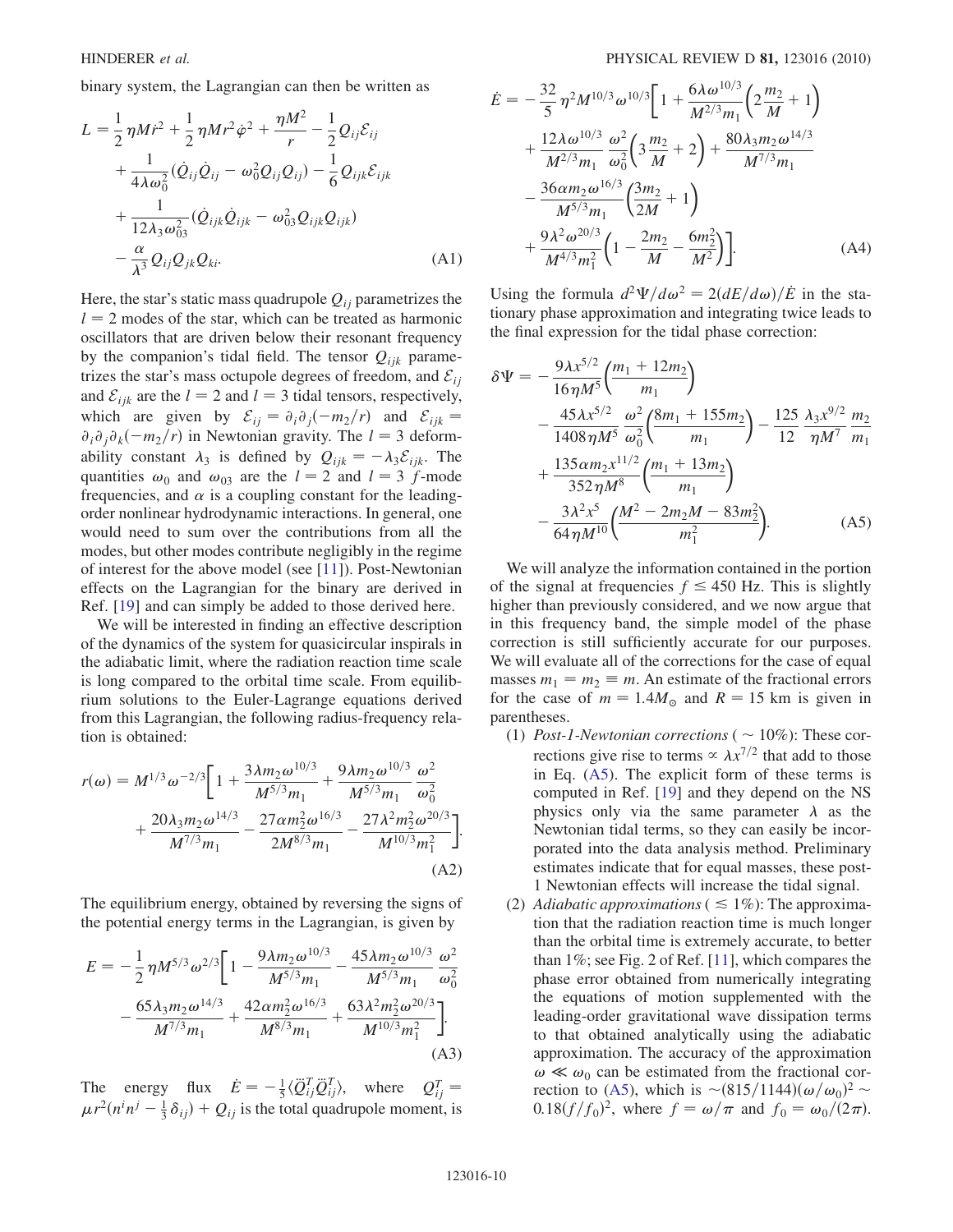binary system, the Lagrangian can then be written as

$$
\begin{aligned}
L = {} & \frac{1}{2}\eta M \dot{r}^2 + \frac{1}{2}\eta M r^2 \dot{\varphi}^2 + \frac{\eta M^2}{r} - \frac{1}{2} Q_{ij}\mathcal{E}_{ij} \\
& + \frac{1}{4\lambda\omega_0^2}(\dot{Q}_{ij}\dot{Q}_{ij} - \omega_0^2 Q_{ij}Q_{ij}) - \frac{1}{6} Q_{ijk}\mathcal{E}_{ijk} \\
& + \frac{1}{12\lambda_3\omega_{03}^2}(\dot{Q}_{ijk}\dot{Q}_{ijk} - \omega_{03}^2 Q_{ijk}Q_{ijk}) \\
& - \frac{\alpha}{\lambda^3} Q_{ij}Q_{jk}Q_{ki}. 
\end{aligned} \tag{A1}
$$

Here, the star's static mass quadrupole $Q_{ij}$ parametrizes the $l = 2$ modes of the star, which can be treated as harmonic oscillators that are driven below their resonant frequency by the companion's tidal field. The tensor $Q_{ijk}$ parametrizes the star's mass octupole degrees of freedom, and $\mathcal{E}_{ij}$ and $\mathcal{E}_{ijk}$ are the $l = 2$ and $l = 3$ tidal tensors, respectively, which are given by $\mathcal{E}_{ij} = \partial_i\partial_j(-m_2/r)$ and $\mathcal{E}_{ijk} = \partial_i\partial_j\partial_k(-m_2/r)$ in Newtonian gravity. The $l = 3$ deformability constant $\lambda_3$ is defined by $Q_{ijk} = -\lambda_3\mathcal{E}_{ijk}$. The quantities $\omega_0$ and $\omega_{03}$ are the $l = 2$ and $l = 3$ $f$-mode frequencies, and $\alpha$ is a coupling constant for the leading-order nonlinear hydrodynamic interactions. In general, one would need to sum over the contributions from all the modes, but other modes contribute negligibly in the regime of interest for the above model (see [11]). Post-Newtonian effects on the Lagrangian for the binary are derived in Ref. [19] and can simply be added to those derived here.

We will be interested in finding an effective description of the dynamics of the system for quasicircular inspirals in the adiabatic limit, where the radiation reaction time scale is long compared to the orbital time scale. From equilibrium solutions to the Euler-Lagrange equations derived from this Lagrangian, the following radius-frequency relation is obtained:

$$
\begin{aligned}
r(\omega) = M^{1/3}\omega^{-2/3}\bigg[ & 1 + \frac{3\lambda m_2\omega^{10/3}}{M^{5/3}m_1} + \frac{9\lambda m_2\omega^{10/3}}{M^{5/3}m_1}\frac{\omega^2}{\omega_0^2} \\
& + \frac{20\lambda_3 m_2\omega^{14/3}}{M^{7/3}m_1} - \frac{27\alpha m_2^2\omega^{16/3}}{2M^{8/3}m_1} - \frac{27\lambda^2 m_2^2\omega^{20/3}}{M^{10/3}m_1^2}\bigg].
\end{aligned} \tag{A2}
$$

The equilibrium energy, obtained by reversing the signs of the potential energy terms in the Lagrangian, is given by

$$
\begin{aligned}
E = -\frac{1}{2}\eta M^{5/3}\omega^{2/3}\bigg[ & 1 - \frac{9\lambda m_2\omega^{10/3}}{M^{5/3}m_1} - \frac{45\lambda m_2\omega^{10/3}}{M^{5/3}m_1}\frac{\omega^2}{\omega_0^2} \\
& - \frac{65\lambda_3 m_2\omega^{14/3}}{M^{7/3}m_1} + \frac{42\alpha m_2^2\omega^{16/3}}{M^{8/3}m_1} + \frac{63\lambda^2 m_2^2\omega^{20/3}}{M^{10/3}m_1^2}\bigg].
\end{aligned} \tag{A3}
$$

The energy flux $\dot{E} = -\frac{1}{5}\langle \dddot{Q}^T_{ij}\dddot{Q}^T_{ij}\rangle$, where $Q^T_{ij} = \mu r^2(n^i n^j - \frac{1}{3}\delta_{ij}) + Q_{ij}$ is the total quadrupole moment, is

$$
\begin{aligned}
\dot{E} = -\frac{32}{5}\eta^2 M^{10/3}\omega^{10/3}\bigg[ & 1 + \frac{6\lambda\omega^{10/3}}{M^{2/3}m_1}\left(2\frac{m_2}{M} + 1\right) \\
& + \frac{12\lambda\omega^{10/3}}{M^{2/3}m_1}\frac{\omega^2}{\omega_0^2}\left(3\frac{m_2}{M} + 2\right) + \frac{80\lambda_3 m_2\omega^{14/3}}{M^{7/3}m_1} \\
& - \frac{36\alpha m_2\omega^{16/3}}{M^{5/3}m_1}\left(\frac{3m_2}{2M} + 1\right) \\
& + \frac{9\lambda^2\omega^{20/3}}{M^{4/3}m_1^2}\left(1 - \frac{2m_2}{M} - \frac{6m_2^2}{M^2}\right)\bigg].
\end{aligned} \tag{A4}
$$

Using the formula $d^2\Psi/d\omega^2 = 2(dE/d\omega)/\dot{E}$ in the stationary phase approximation and integrating twice leads to the final expression for the tidal phase correction:

$$
\begin{aligned}
\delta\Psi = {} & -\frac{9\lambda x^{5/2}}{16\eta M^5}\left(\frac{m_1 + 12m_2}{m_1}\right) \\
& - \frac{45\lambda x^{5/2}}{1408\eta M^5}\frac{\omega^2}{\omega_0^2}\left(\frac{8m_1 + 155m_2}{m_1}\right) - \frac{125}{12}\frac{\lambda_3 x^{9/2}}{\eta M^7}\frac{m_2}{m_1} \\
& + \frac{135\alpha m_2 x^{11/2}}{352\eta M^8}\left(\frac{m_1 + 13m_2}{m_1}\right) \\
& - \frac{3\lambda^2 x^5}{64\eta M^{10}}\left(\frac{M^2 - 2m_2 M - 83m_2^2}{m_1^2}\right).
\end{aligned} \tag{A5}
$$

We will analyze the information contained in the portion of the signal at frequencies $f \leq 450$ Hz. This is slightly higher than previously considered, and we now argue that in this frequency band, the simple model of the phase correction is still sufficiently accurate for our purposes. We will evaluate all of the corrections for the case of equal masses $m_1 = m_2 \equiv m$. An estimate of the fractional errors for the case of $m = 1.4M_\odot$ and $R = 15$ km is given in parentheses.

1. *Post-1-Newtonian corrections* ($\sim 10\%$): These corrections give rise to terms $\propto \lambda x^{7/2}$ that add to those in Eq. (A5). The explicit form of these terms is computed in Ref. [19] and they depend on the NS physics only via the same parameter $\lambda$ as the Newtonian tidal terms, so they can easily be incorporated into the data analysis method. Preliminary estimates indicate that for equal masses, these post-1 Newtonian effects will increase the tidal signal.
2. *Adiabatic approximations* ($\lesssim 1\%$): The approximation that the radiation reaction time is much longer than the orbital time is extremely accurate, to better than 1%; see Fig. 2 of Ref. [11], which compares the phase error obtained from numerically integrating the equations of motion supplemented with the leading-order gravitational wave dissipation terms to that obtained analytically using the adiabatic approximation. The accuracy of the approximation $\omega \ll \omega_0$ can be estimated from the fractional correction to (A5), which is $\sim(815/1144)(\omega/\omega_0)^2 \sim 0.18(f/f_0)^2$, where $f = \omega/\pi$ and $f_0 = \omega_0/(2\pi)$.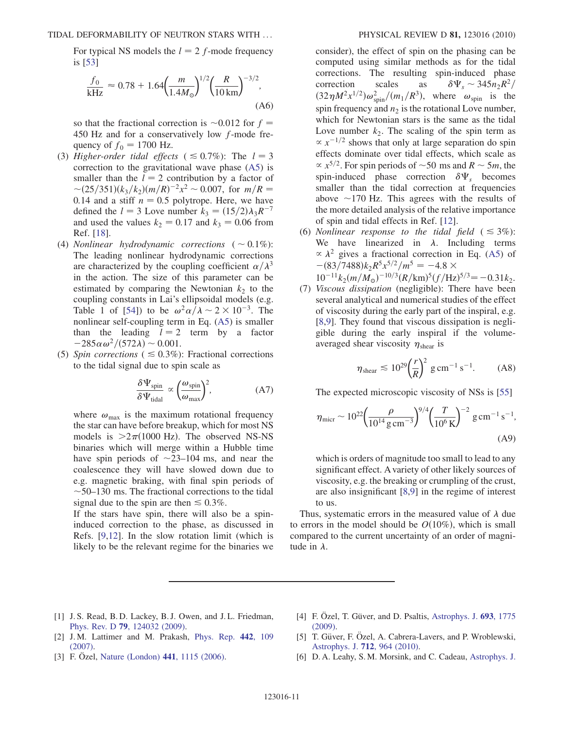For typical NS models the $l = 2$ $f$-mode frequency is [53]

$$\frac{f_0}{\text{kHz}} \approx 0.78 + 1.64\left(\frac{m}{1.4M_\odot}\right)^{1/2}\left(\frac{R}{10\,\text{km}}\right)^{-3/2}, \tag{A6}$$

so that the fractional correction is $\sim 0.012$ for $f = 450$ Hz and for a conservatively low $f$-mode frequency of $f_0 = 1700$ Hz.

(3) *Higher-order tidal effects* ($\lesssim 0.7\%$): The $l = 3$ correction to the gravitational wave phase (A5) is smaller than the $l = 2$ contribution by a factor of $\sim(25/351)(k_3/k_2)(m/R)^{-2}x^2 \sim 0.007$, for $m/R = 0.14$ and a stiff $n = 0.5$ polytrope. Here, we have defined the $l = 3$ Love number $k_3 = (15/2)\lambda_3 R^{-7}$ and used the values $k_2 = 0.17$ and $k_3 = 0.06$ from Ref. [18].

(4) *Nonlinear hydrodynamic corrections* ($\sim 0.1\%$): The leading nonlinear hydrodynamic corrections are characterized by the coupling coefficient $\alpha/\lambda^3$ in the action. The size of this parameter can be estimated by comparing the Newtonian $k_2$ to the coupling constants in Lai's ellipsoidal models (e.g. Table 1 of [54]) to be $\omega^2\alpha/\lambda \sim 2 \times 10^{-3}$. The nonlinear self-coupling term in Eq. (A5) is smaller than the leading $l = 2$ term by a factor $-285\alpha\omega^2/(572\lambda) \sim 0.001$.

(5) *Spin corrections* ($\lesssim 0.3\%$): Fractional corrections to the tidal signal due to spin scale as

$$\frac{\delta\Psi_{\text{spin}}}{\delta\Psi_{\text{tidal}}} \propto \left(\frac{\omega_{\text{spin}}}{\omega_{\text{max}}}\right)^2, \tag{A7}$$

where $\omega_{\text{max}}$ is the maximum rotational frequency the star can have before breakup, which for most NS models is $> 2\pi(1000\text{ Hz})$. The observed NS-NS binaries which will merge within a Hubble time have spin periods of $\sim$23–104 ms, and near the coalescence they will have slowed down due to e.g. magnetic braking, with final spin periods of $\sim$50–130 ms. The fractional corrections to the tidal signal due to the spin are then $\lesssim 0.3\%$.

If the stars have spin, there will also be a spin-induced correction to the phase, as discussed in Refs. [9,12]. In the slow rotation limit (which is likely to be the relevant regime for the binaries we consider), the effect of spin on the phasing can be computed using similar methods as for the tidal corrections. The resulting spin-induced phase correction scales as $\delta\Psi_s \sim 345 n_2 R^2/(32\eta M^2 x^{1/2})\omega_{\text{spin}}^2/(m_1/R^3)$, where $\omega_{\text{spin}}$ is the spin frequency and $n_2$ is the rotational Love number, which for Newtonian stars is the same as the tidal Love number $k_2$. The scaling of the spin term as $\propto x^{-1/2}$ shows that only at large separation do spin effects dominate over tidal effects, which scale as $\propto x^{5/2}$. For spin periods of $\sim 50$ ms and $R \sim 5m$, the spin-induced phase correction $\delta\Psi_s$ becomes smaller than the tidal correction at frequencies above $\sim 170$ Hz. This agrees with the results of the more detailed analysis of the relative importance of spin and tidal effects in Ref. [12].

(6) *Nonlinear response to the tidal field* ($\lesssim 3\%$): We have linearized in $\lambda$. Including terms $\propto \lambda^2$ gives a fractional correction in Eq. (A5) of $-(83/7488)k_2 R^5 x^{5/2}/m^5 = -4.8 \times 10^{-11} k_2 (m/M_\odot)^{-10/3}(R/\text{km})^5 (f/\text{Hz})^{5/3} = -0.31 k_2$.

(7) *Viscous dissipation* (negligible): There have been several analytical and numerical studies of the effect of viscosity during the early part of the inspiral, e.g. [8,9]. They found that viscous dissipation is negligible during the early inspiral if the volume-averaged shear viscosity $\eta_{\text{shear}}$ is

$$\eta_{\text{shear}} \lesssim 10^{29}\left(\frac{r}{R}\right)^2 \text{ g cm}^{-1}\text{ s}^{-1}. \tag{A8}$$

The expected microscopic viscosity of NSs is [55]

$$\eta_{\text{micr}} \sim 10^{22}\left(\frac{\rho}{10^{14}\text{ g cm}^{-3}}\right)^{9/4}\left(\frac{T}{10^6\text{ K}}\right)^{-2} \text{ g cm}^{-1}\text{ s}^{-1}, \tag{A9}$$

which is orders of magnitude too small to lead to any significant effect. A variety of other likely sources of viscosity, e.g. the breaking or crumpling of the crust, are also insignificant [8,9] in the regime of interest to us.

Thus, systematic errors in the measured value of $\lambda$ due to errors in the model should be $O(10\%)$, which is small compared to the current uncertainty of an order of magnitude in $\lambda$.

---

[1] J. S. Read, B. D. Lackey, B. J. Owen, and J. L. Friedman, Phys. Rev. D **79**, 124032 (2009).

[2] J. M. Lattimer and M. Prakash, Phys. Rep. **442**, 109 (2007).

[3] F. Özel, Nature (London) **441**, 1115 (2006).

[4] F. Özel, T. Güver, and D. Psaltis, Astrophys. J. **693**, 1775 (2009).

[5] T. Güver, F. Özel, A. Cabrera-Lavers, and P. Wroblewski, Astrophys. J. **712**, 964 (2010).

[6] D. A. Leahy, S. M. Morsink, and C. Cadeau, Astrophys. J.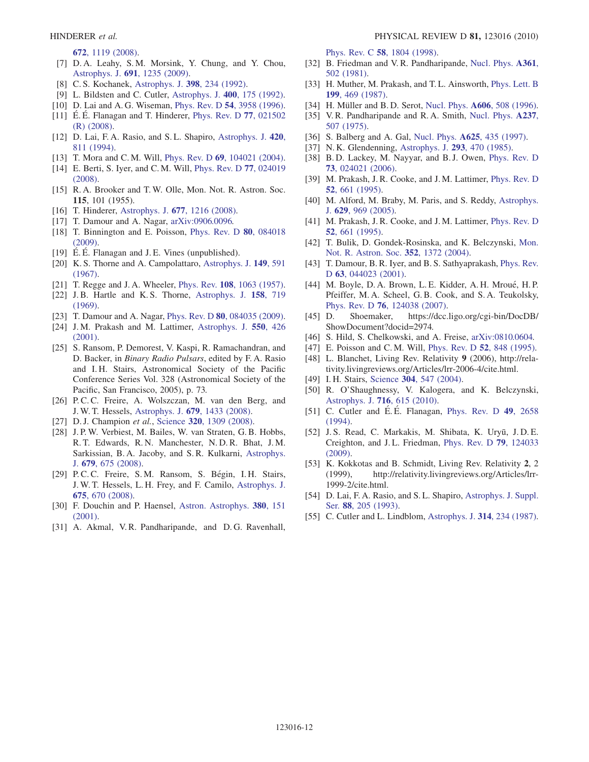672, 1119 (2008).

[7] D. A. Leahy, S. M. Morsink, Y. Chung, and Y. Chou, Astrophys. J. **691**, 1235 (2009).

[8] C. S. Kochanek, Astrophys. J. **398**, 234 (1992).

[9] L. Bildsten and C. Cutler, Astrophys. J. **400**, 175 (1992).

[10] D. Lai and A. G. Wiseman, Phys. Rev. D **54**, 3958 (1996).

[11] É. É. Flanagan and T. Hinderer, Phys. Rev. D **77**, 021502 (R) (2008).

[12] D. Lai, F. A. Rasio, and S. L. Shapiro, Astrophys. J. **420**, 811 (1994).

[13] T. Mora and C. M. Will, Phys. Rev. D **69**, 104021 (2004).

[14] E. Berti, S. Iyer, and C. M. Will, Phys. Rev. D **77**, 024019 (2008).

[15] R. A. Brooker and T. W. Olle, Mon. Not. R. Astron. Soc. **115**, 101 (1955).

[16] T. Hinderer, Astrophys. J. **677**, 1216 (2008).

[17] T. Damour and A. Nagar, arXiv:0906.0096.

[18] T. Binnington and E. Poisson, Phys. Rev. D **80**, 084018 (2009).

[19] É. É. Flanagan and J. E. Vines (unpublished).

[20] K. S. Thorne and A. Campolattaro, Astrophys. J. **149**, 591 (1967).

[21] T. Regge and J. A. Wheeler, Phys. Rev. **108**, 1063 (1957).

[22] J. B. Hartle and K. S. Thorne, Astrophys. J. **158**, 719 (1969).

[23] T. Damour and A. Nagar, Phys. Rev. D **80**, 084035 (2009).

[24] J. M. Prakash and M. Lattimer, Astrophys. J. **550**, 426 (2001).

[25] S. Ransom, P. Demorest, V. Kaspi, R. Ramachandran, and D. Backer, in *Binary Radio Pulsars*, edited by F. A. Rasio and I. H. Stairs, Astronomical Society of the Pacific Conference Series Vol. 328 (Astronomical Society of the Pacific, San Francisco, 2005), p. 73.

[26] P. C. C. Freire, A. Wolszczan, M. van den Berg, and J. W. T. Hessels, Astrophys. J. **679**, 1433 (2008).

[27] D. J. Champion *et al.*, Science **320**, 1309 (2008).

[28] J. P. W. Verbiest, M. Bailes, W. van Straten, G. B. Hobbs, R. T. Edwards, R. N. Manchester, N. D. R. Bhat, J. M. Sarkissian, B. A. Jacoby, and S. R. Kulkarni, Astrophys. J. **679**, 675 (2008).

[29] P. C. C. Freire, S. M. Ransom, S. Bégin, I. H. Stairs, J. W. T. Hessels, L. H. Frey, and F. Camilo, Astrophys. J. **675**, 670 (2008).

[30] F. Douchin and P. Haensel, Astron. Astrophys. **380**, 151 (2001).

[31] A. Akmal, V. R. Pandharipande, and D. G. Ravenhall, Phys. Rev. C **58**, 1804 (1998).

[32] B. Friedman and V. R. Pandharipande, Nucl. Phys. **A361**, 502 (1981).

[33] H. Muther, M. Prakash, and T. L. Ainsworth, Phys. Lett. B **199**, 469 (1987).

[34] H. Müller and B. D. Serot, Nucl. Phys. **A606**, 508 (1996).

[35] V. R. Pandharipande and R. A. Smith, Nucl. Phys. **A237**, 507 (1975).

[36] S. Balberg and A. Gal, Nucl. Phys. **A625**, 435 (1997).

[37] N. K. Glendenning, Astrophys. J. **293**, 470 (1985).

[38] B. D. Lackey, M. Nayyar, and B. J. Owen, Phys. Rev. D **73**, 024021 (2006).

[39] M. Prakash, J. R. Cooke, and J. M. Lattimer, Phys. Rev. D **52**, 661 (1995).

[40] M. Alford, M. Braby, M. Paris, and S. Reddy, Astrophys. J. **629**, 969 (2005).

[41] M. Prakash, J. R. Cooke, and J. M. Lattimer, Phys. Rev. D **52**, 661 (1995).

[42] T. Bulik, D. Gondek-Rosinska, and K. Belczynski, Mon. Not. R. Astron. Soc. **352**, 1372 (2004).

[43] T. Damour, B. R. Iyer, and B. S. Sathyaprakash, Phys. Rev. D **63**, 044023 (2001).

[44] M. Boyle, D. A. Brown, L. E. Kidder, A. H. Mroué, H. P. Pfeiffer, M. A. Scheel, G. B. Cook, and S. A. Teukolsky, Phys. Rev. D **76**, 124038 (2007).

[45] D. Shoemaker, https://dcc.ligo.org/cgi-bin/DocDB/ShowDocument?docid=2974.

[46] S. Hild, S. Chelkowski, and A. Freise, arXiv:0810.0604.

[47] E. Poisson and C. M. Will, Phys. Rev. D **52**, 848 (1995).

[48] L. Blanchet, Living Rev. Relativity **9** (2006), http://relativity.livingreviews.org/Articles/lrr-2006-4/cite.html.

[49] I. H. Stairs, Science **304**, 547 (2004).

[50] R. O'Shaughnessy, V. Kalogera, and K. Belczynski, Astrophys. J. **716**, 615 (2010).

[51] C. Cutler and É. É. Flanagan, Phys. Rev. D **49**, 2658 (1994).

[52] J. S. Read, C. Markakis, M. Shibata, K. Uryū, J. D. E. Creighton, and J. L. Friedman, Phys. Rev. D **79**, 124033 (2009).

[53] K. Kokkotas and B. Schmidt, Living Rev. Relativity **2**, 2 (1999), http://relativity.livingreviews.org/Articles/lrr-1999-2/cite.html.

[54] D. Lai, F. A. Rasio, and S. L. Shapiro, Astrophys. J. Suppl. Ser. **88**, 205 (1993).

[55] C. Cutler and L. Lindblom, Astrophys. J. **314**, 234 (1987).